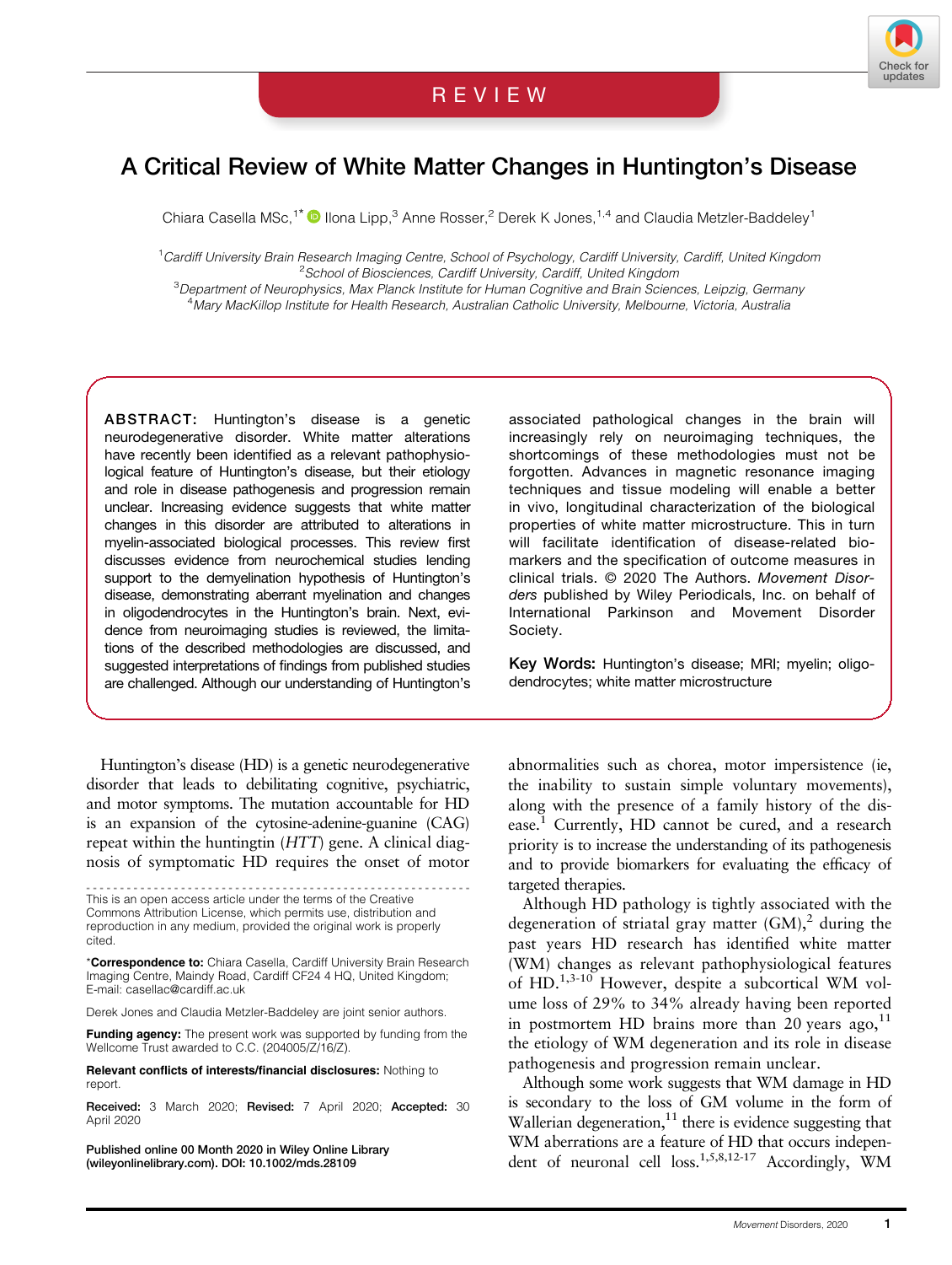REVIEW

# A Critical Review of White Matter Changes in Huntington's Disease

Chiara Casella MSc,[1*] Ilona Lipp,[3] Anne Rosser,[2] Derek K Jones,[1,4] and Claudia Metzler-Baddeley[1]

[1]*Cardiff University Brain Research Imaging Centre, School of Psychology, Cardiff University, Cardiff, United Kingdom*
[2]*School of Biosciences, Cardiff University, Cardiff, United Kingdom*
[3]*Department of Neurophysics, Max Planck Institute for Human Cognitive and Brain Sciences, Leipzig, Germany*
[4]*Mary MacKillop Institute for Health Research, Australian Catholic University, Melbourne, Victoria, Australia*

**ABSTRACT:** Huntington's disease is a genetic neurodegenerative disorder. White matter alterations have recently been identified as a relevant pathophysiological feature of Huntington's disease, but their etiology and role in disease pathogenesis and progression remain unclear. Increasing evidence suggests that white matter changes in this disorder are attributed to alterations in myelin-associated biological processes. This review first discusses evidence from neurochemical studies lending support to the demyelination hypothesis of Huntington's disease, demonstrating aberrant myelination and changes in oligodendrocytes in the Huntington's brain. Next, evidence from neuroimaging studies is reviewed, the limitations of the described methodologies are discussed, and suggested interpretations of findings from published studies are challenged. Although our understanding of Huntington's associated pathological changes in the brain will increasingly rely on neuroimaging techniques, the shortcomings of these methodologies must not be forgotten. Advances in magnetic resonance imaging techniques and tissue modeling will enable a better in vivo, longitudinal characterization of the biological properties of white matter microstructure. This in turn will facilitate identification of disease-related biomarkers and the specification of outcome measures in clinical trials. © 2020 The Authors. *Movement Disorders* published by Wiley Periodicals, Inc. on behalf of International Parkinson and Movement Disorder Society.

**Key Words:** Huntington's disease; MRI; myelin; oligodendrocytes; white matter microstructure

Huntington's disease (HD) is a genetic neurodegenerative disorder that leads to debilitating cognitive, psychiatric, and motor symptoms. The mutation accountable for HD is an expansion of the cytosine-adenine-guanine (CAG) repeat within the huntingtin (*HTT*) gene. A clinical diagnosis of symptomatic HD requires the onset of motor abnormalities such as chorea, motor impersistence (ie, the inability to sustain simple voluntary movements), along with the presence of a family history of the disease.[1] Currently, HD cannot be cured, and a research priority is to increase the understanding of its pathogenesis and to provide biomarkers for evaluating the efficacy of targeted therapies.

Although HD pathology is tightly associated with the degeneration of striatal gray matter (GM),[2] during the past years HD research has identified white matter (WM) changes as relevant pathophysiological features of HD.[1,3-10] However, despite a subcortical WM volume loss of 29% to 34% already having been reported in postmortem HD brains more than 20 years ago,[11] the etiology of WM degeneration and its role in disease pathogenesis and progression remain unclear.

Although some work suggests that WM damage in HD is secondary to the loss of GM volume in the form of Wallerian degeneration,[11] there is evidence suggesting that WM aberrations are a feature of HD that occurs independent of neuronal cell loss.[1,5,8,12-17] Accordingly, WM

---

This is an open access article under the terms of the Creative Commons Attribution License, which permits use, distribution and reproduction in any medium, provided the original work is properly cited.

***Correspondence to:** Chiara Casella, Cardiff University Brain Research Imaging Centre, Maindy Road, Cardiff CF24 4 HQ, United Kingdom; E-mail: casellac@cardiff.ac.uk

Derek Jones and Claudia Metzler-Baddeley are joint senior authors.

**Funding agency:** The present work was supported by funding from the Wellcome Trust awarded to C.C. (204005/Z/16/Z).

**Relevant conflicts of interests/financial disclosures:** Nothing to report.

**Received:** 3 March 2020; **Revised:** 7 April 2020; **Accepted:** 30 April 2020

Published online 00 Month 2020 in Wiley Online Library (wileyonlinelibrary.com). DOI: 10.1002/mds.28109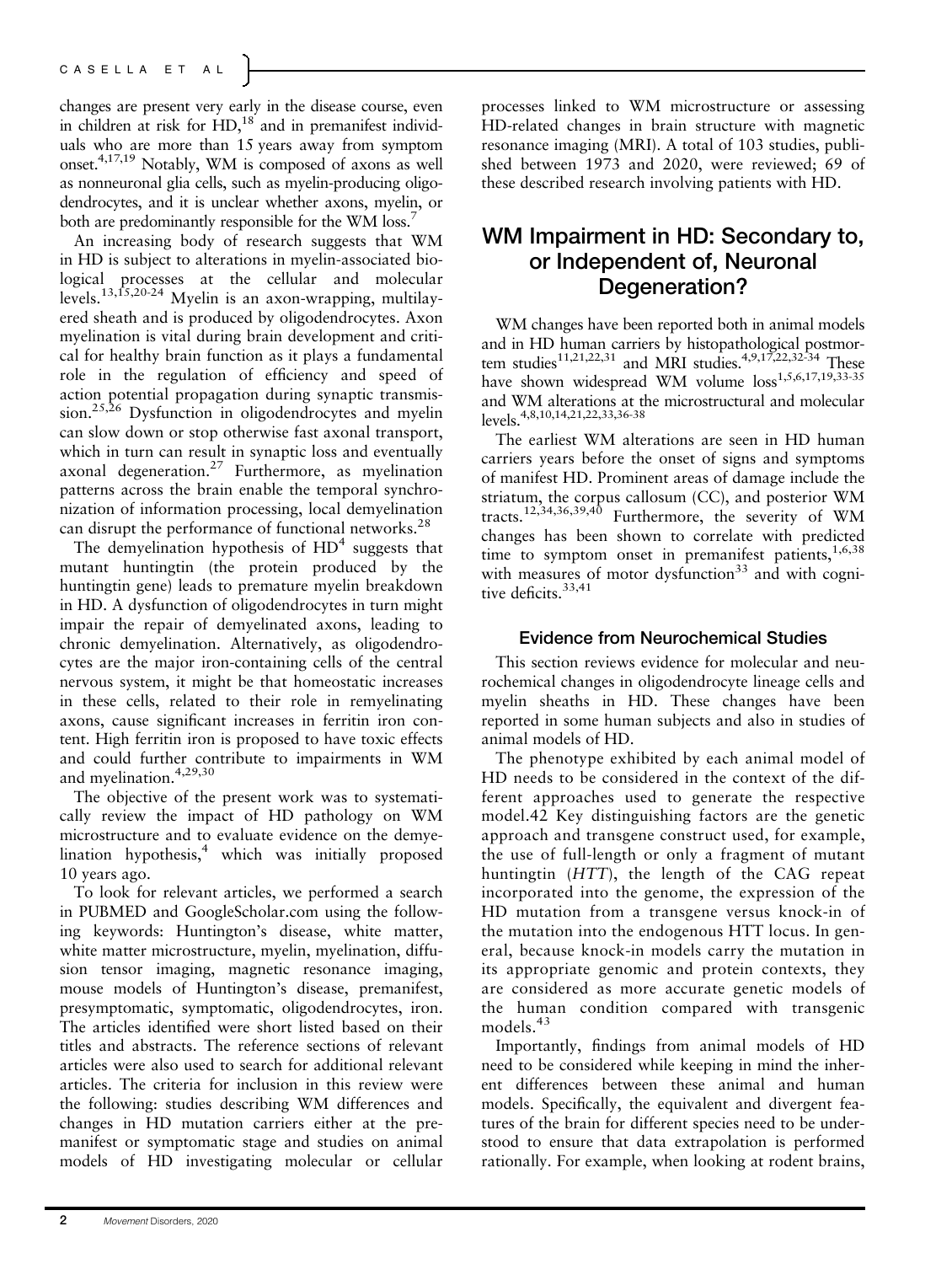changes are present very early in the disease course, even in children at risk for HD,[18] and in premanifest individuals who are more than 15 years away from symptom onset.[4,17,19] Notably, WM is composed of axons as well as nonneuronal glia cells, such as myelin-producing oligodendrocytes, and it is unclear whether axons, myelin, or both are predominantly responsible for the WM loss.[7]

An increasing body of research suggests that WM in HD is subject to alterations in myelin-associated biological processes at the cellular and molecular levels.[13,15,20-24] Myelin is an axon-wrapping, multilayered sheath and is produced by oligodendrocytes. Axon myelination is vital during brain development and critical for healthy brain function as it plays a fundamental role in the regulation of efficiency and speed of action potential propagation during synaptic transmission.[25,26] Dysfunction in oligodendrocytes and myelin can slow down or stop otherwise fast axonal transport, which in turn can result in synaptic loss and eventually axonal degeneration.[27] Furthermore, as myelination patterns across the brain enable the temporal synchronization of information processing, local demyelination can disrupt the performance of functional networks.[28]

The demyelination hypothesis of HD[4] suggests that mutant huntingtin (the protein produced by the huntingtin gene) leads to premature myelin breakdown in HD. A dysfunction of oligodendrocytes in turn might impair the repair of demyelinated axons, leading to chronic demyelination. Alternatively, as oligodendrocytes are the major iron-containing cells of the central nervous system, it might be that homeostatic increases in these cells, related to their role in remyelinating axons, cause significant increases in ferritin iron content. High ferritin iron is proposed to have toxic effects and could further contribute to impairments in WM and myelination.[4,29,30]

The objective of the present work was to systematically review the impact of HD pathology on WM microstructure and to evaluate evidence on the demyelination hypothesis,[4] which was initially proposed 10 years ago.

To look for relevant articles, we performed a search in PUBMED and GoogleScholar.com using the following keywords: Huntington's disease, white matter, white matter microstructure, myelin, myelination, diffusion tensor imaging, magnetic resonance imaging, mouse models of Huntington's disease, premanifest, presymptomatic, symptomatic, oligodendrocytes, iron. The articles identified were short listed based on their titles and abstracts. The reference sections of relevant articles were also used to search for additional relevant articles. The criteria for inclusion in this review were the following: studies describing WM differences and changes in HD mutation carriers either at the premanifest or symptomatic stage and studies on animal models of HD investigating molecular or cellular processes linked to WM microstructure or assessing HD-related changes in brain structure with magnetic resonance imaging (MRI). A total of 103 studies, published between 1973 and 2020, were reviewed; 69 of these described research involving patients with HD.

## WM Impairment in HD: Secondary to, or Independent of, Neuronal Degeneration?

WM changes have been reported both in animal models and in HD human carriers by histopathological postmortem studies[11,21,22,31] and MRI studies.[4,9,17,22,32-34] These have shown widespread WM volume loss[1,5,6,17,19,33-35] and WM alterations at the microstructural and molecular levels.[4,8,10,14,21,22,33,36-38]

The earliest WM alterations are seen in HD human carriers years before the onset of signs and symptoms of manifest HD. Prominent areas of damage include the striatum, the corpus callosum (CC), and posterior WM tracts.[12,34,36,39,40] Furthermore, the severity of WM changes has been shown to correlate with predicted time to symptom onset in premanifest patients,[1,6,38] with measures of motor dysfunction[33] and with cognitive deficits.[33,41]

### Evidence from Neurochemical Studies

This section reviews evidence for molecular and neurochemical changes in oligodendrocyte lineage cells and myelin sheaths in HD. These changes have been reported in some human subjects and also in studies of animal models of HD.

The phenotype exhibited by each animal model of HD needs to be considered in the context of the different approaches used to generate the respective model.42 Key distinguishing factors are the genetic approach and transgene construct used, for example, the use of full-length or only a fragment of mutant huntingtin (*HTT*), the length of the CAG repeat incorporated into the genome, the expression of the HD mutation from a transgene versus knock-in of the mutation into the endogenous HTT locus. In general, because knock-in models carry the mutation in its appropriate genomic and protein contexts, they are considered as more accurate genetic models of the human condition compared with transgenic models.[43]

Importantly, findings from animal models of HD need to be considered while keeping in mind the inherent differences between these animal and human models. Specifically, the equivalent and divergent features of the brain for different species need to be understood to ensure that data extrapolation is performed rationally. For example, when looking at rodent brains,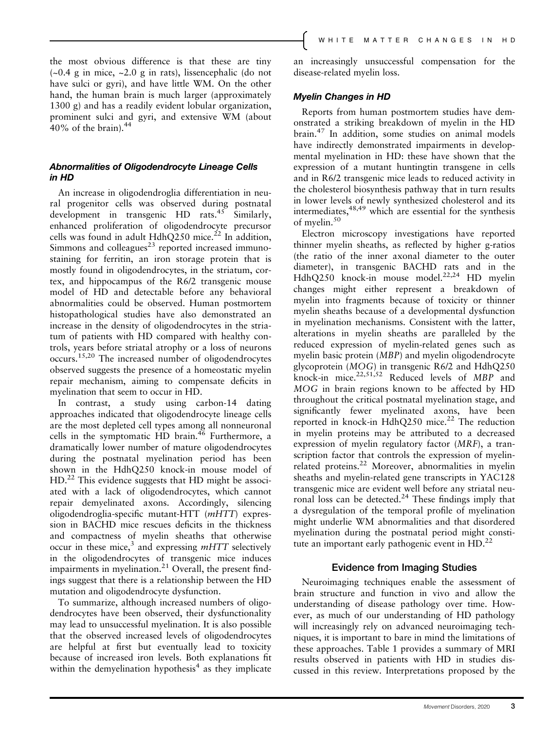the most obvious difference is that these are tiny (~0.4 g in mice, ~2.0 g in rats), lissencephalic (do not have sulci or gyri), and have little WM. On the other hand, the human brain is much larger (approximately 1300 g) and has a readily evident lobular organization, prominent sulci and gyri, and extensive WM (about 40% of the brain).[44]

### Abnormalities of Oligodendrocyte Lineage Cells in HD

An increase in oligodendroglia differentiation in neural progenitor cells was observed during postnatal development in transgenic HD rats.[45] Similarly, enhanced proliferation of oligodendrocyte precursor cells was found in adult HdhQ250 mice.[22] In addition, Simmons and colleagues[23] reported increased immunostaining for ferritin, an iron storage protein that is mostly found in oligodendrocytes, in the striatum, cortex, and hippocampus of the R6/2 transgenic mouse model of HD and detectable before any behavioral abnormalities could be observed. Human postmortem histopathological studies have also demonstrated an increase in the density of oligodendrocytes in the striatum of patients with HD compared with healthy controls, years before striatal atrophy or a loss of neurons occurs.[15,20] The increased number of oligodendrocytes observed suggests the presence of a homeostatic myelin repair mechanism, aiming to compensate deficits in myelination that seem to occur in HD.

In contrast, a study using carbon-14 dating approaches indicated that oligodendrocyte lineage cells are the most depleted cell types among all nonneuronal cells in the symptomatic HD brain.[46] Furthermore, a dramatically lower number of mature oligodendrocytes during the postnatal myelination period has been shown in the HdhQ250 knock-in mouse model of HD.[22] This evidence suggests that HD might be associated with a lack of oligodendrocytes, which cannot repair demyelinated axons. Accordingly, silencing oligodendroglia-specific mutant-HTT (*mHTT*) expression in BACHD mice rescues deficits in the thickness and compactness of myelin sheaths that otherwise occur in these mice,[3] and expressing *mHTT* selectively in the oligodendrocytes of transgenic mice induces impairments in myelination.[21] Overall, the present findings suggest that there is a relationship between the HD mutation and oligodendrocyte dysfunction.

To summarize, although increased numbers of oligodendrocytes have been observed, their dysfunctionality may lead to unsuccessful myelination. It is also possible that the observed increased levels of oligodendrocytes are helpful at first but eventually lead to toxicity because of increased iron levels. Both explanations fit within the demyelination hypothesis[4] as they implicate an increasingly unsuccessful compensation for the disease-related myelin loss.

### Myelin Changes in HD

Reports from human postmortem studies have demonstrated a striking breakdown of myelin in the HD brain.[47] In addition, some studies on animal models have indirectly demonstrated impairments in developmental myelination in HD: these have shown that the expression of a mutant huntingtin transgene in cells and in R6/2 transgenic mice leads to reduced activity in the cholesterol biosynthesis pathway that in turn results in lower levels of newly synthesized cholesterol and its intermediates,[48,49] which are essential for the synthesis of myelin.[50]

Electron microscopy investigations have reported thinner myelin sheaths, as reflected by higher g-ratios (the ratio of the inner axonal diameter to the outer diameter), in transgenic BACHD rats and in the HdhQ250 knock-in mouse model.[22,24] HD myelin changes might either represent a breakdown of myelin into fragments because of toxicity or thinner myelin sheaths because of a developmental dysfunction in myelination mechanisms. Consistent with the latter, alterations in myelin sheaths are paralleled by the reduced expression of myelin-related genes such as myelin basic protein (*MBP*) and myelin oligodendrocyte glycoprotein (*MOG*) in transgenic R6/2 and HdhQ250 knock-in mice.[22,51,52] Reduced levels of *MBP* and *MOG* in brain regions known to be affected by HD throughout the critical postnatal myelination stage, and significantly fewer myelinated axons, have been reported in knock-in HdhQ250 mice.[22] The reduction in myelin proteins may be attributed to a decreased expression of myelin regulatory factor (*MRF*), a transcription factor that controls the expression of myelin-related proteins.[22] Moreover, abnormalities in myelin sheaths and myelin-related gene transcripts in YAC128 transgenic mice are evident well before any striatal neuronal loss can be detected.[24] These findings imply that a dysregulation of the temporal profile of myelination might underlie WM abnormalities and that disordered myelination during the postnatal period might constitute an important early pathogenic event in HD.[22]

## Evidence from Imaging Studies

Neuroimaging techniques enable the assessment of brain structure and function in vivo and allow the understanding of disease pathology over time. However, as much of our understanding of HD pathology will increasingly rely on advanced neuroimaging techniques, it is important to bare in mind the limitations of these approaches. Table 1 provides a summary of MRI results observed in patients with HD in studies discussed in this review. Interpretations proposed by the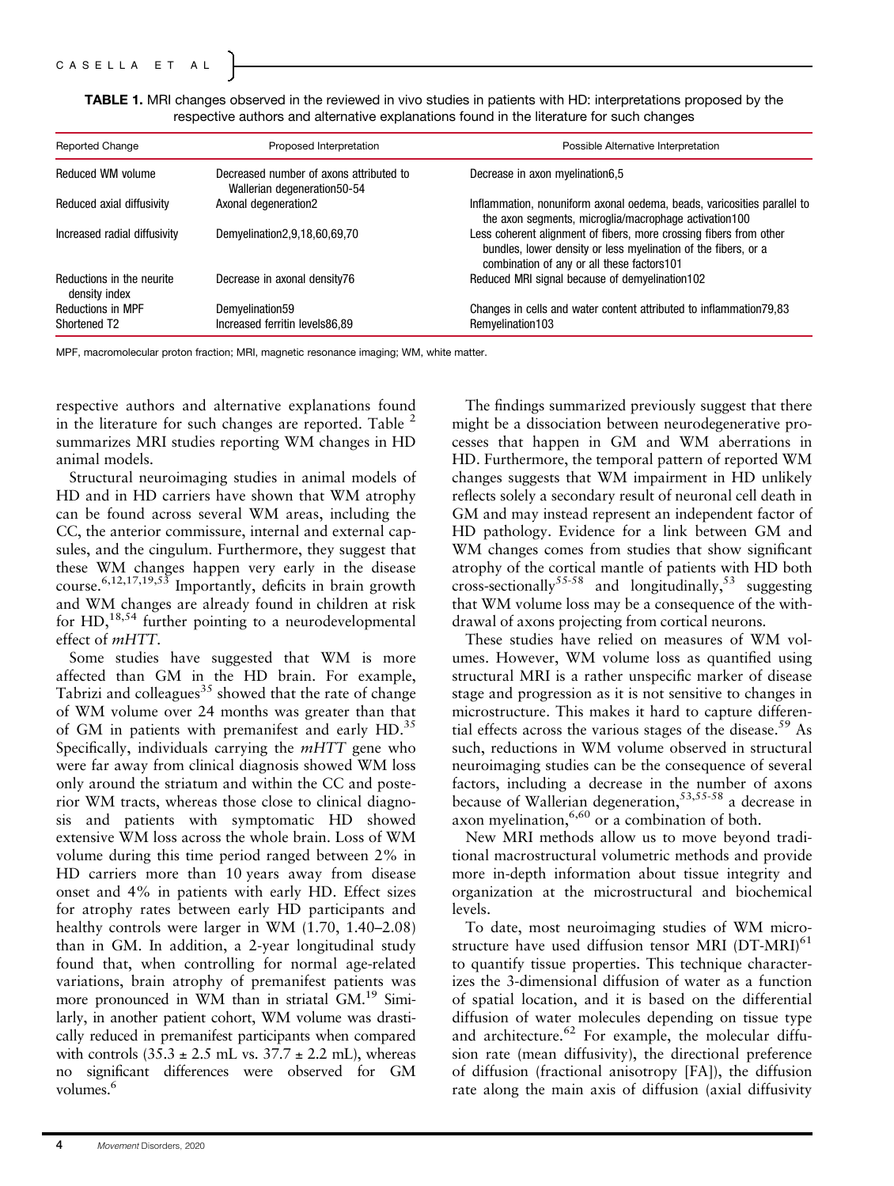**TABLE 1.** MRI changes observed in the reviewed in vivo studies in patients with HD: interpretations proposed by the respective authors and alternative explanations found in the literature for such changes

| Reported Change | Proposed Interpretation | Possible Alternative Interpretation |
|---|---|---|
| Reduced WM volume | Decreased number of axons attributed to Wallerian degeneration[50-54] | Decrease in axon myelination[6,5] |
| Reduced axial diffusivity | Axonal degeneration[2] | Inflammation, nonuniform axonal oedema, beads, varicosities parallel to the axon segments, microglia/macrophage activation[100] |
| Increased radial diffusivity | Demyelination[2,9,18,60,69,70] | Less coherent alignment of fibers, more crossing fibers from other bundles, lower density or less myelination of the fibers, or a combination of any or all these factors[101] |
| Reductions in the neurite density index | Decrease in axonal density[76] | Reduced MRI signal because of demyelination[102] |
| Reductions in MPF | Demyelination[59] | Changes in cells and water content attributed to inflammation[79,83] |
| Shortened T2 | Increased ferritin levels[86,89] | Remyelination[103] |

MPF, macromolecular proton fraction; MRI, magnetic resonance imaging; WM, white matter.

respective authors and alternative explanations found in the literature for such changes are reported. Table [2] summarizes MRI studies reporting WM changes in HD animal models.

Structural neuroimaging studies in animal models of HD and in HD carriers have shown that WM atrophy can be found across several WM areas, including the CC, the anterior commissure, internal and external capsules, and the cingulum. Furthermore, they suggest that these WM changes happen very early in the disease course.[6,12,17,19,53] Importantly, deficits in brain growth and WM changes are already found in children at risk for HD,[18,54] further pointing to a neurodevelopmental effect of *mHTT*.

Some studies have suggested that WM is more affected than GM in the HD brain. For example, Tabrizi and colleagues[35] showed that the rate of change of WM volume over 24 months was greater than that of GM in patients with premanifest and early HD.[35] Specifically, individuals carrying the *mHTT* gene who were far away from clinical diagnosis showed WM loss only around the striatum and within the CC and posterior WM tracts, whereas those close to clinical diagnosis and patients with symptomatic HD showed extensive WM loss across the whole brain. Loss of WM volume during this time period ranged between 2% in HD carriers more than 10 years away from disease onset and 4% in patients with early HD. Effect sizes for atrophy rates between early HD participants and healthy controls were larger in WM (1.70, 1.40–2.08) than in GM. In addition, a 2-year longitudinal study found that, when controlling for normal age-related variations, brain atrophy of premanifest patients was more pronounced in WM than in striatal GM.[19] Similarly, in another patient cohort, WM volume was drastically reduced in premanifest participants when compared with controls (35.3 ± 2.5 mL vs. 37.7 ± 2.2 mL), whereas no significant differences were observed for GM volumes.[6]

The findings summarized previously suggest that there might be a dissociation between neurodegenerative processes that happen in GM and WM aberrations in HD. Furthermore, the temporal pattern of reported WM changes suggests that WM impairment in HD unlikely reflects solely a secondary result of neuronal cell death in GM and may instead represent an independent factor of HD pathology. Evidence for a link between GM and WM changes comes from studies that show significant atrophy of the cortical mantle of patients with HD both cross-sectionally[55-58] and longitudinally,[53] suggesting that WM volume loss may be a consequence of the withdrawal of axons projecting from cortical neurons.

These studies have relied on measures of WM volumes. However, WM volume loss as quantified using structural MRI is a rather unspecific marker of disease stage and progression as it is not sensitive to changes in microstructure. This makes it hard to capture differential effects across the various stages of the disease.[59] As such, reductions in WM volume observed in structural neuroimaging studies can be the consequence of several factors, including a decrease in the number of axons because of Wallerian degeneration,[53,55-58] a decrease in axon myelination,[6,60] or a combination of both.

New MRI methods allow us to move beyond traditional macrostructural volumetric methods and provide more in-depth information about tissue integrity and organization at the microstructural and biochemical levels.

To date, most neuroimaging studies of WM microstructure have used diffusion tensor MRI (DT-MRI)[61] to quantify tissue properties. This technique characterizes the 3-dimensional diffusion of water as a function of spatial location, and it is based on the differential diffusion of water molecules depending on tissue type and architecture.[62] For example, the molecular diffusion rate (mean diffusivity), the directional preference of diffusion (fractional anisotropy [FA]), the diffusion rate along the main axis of diffusion (axial diffusivity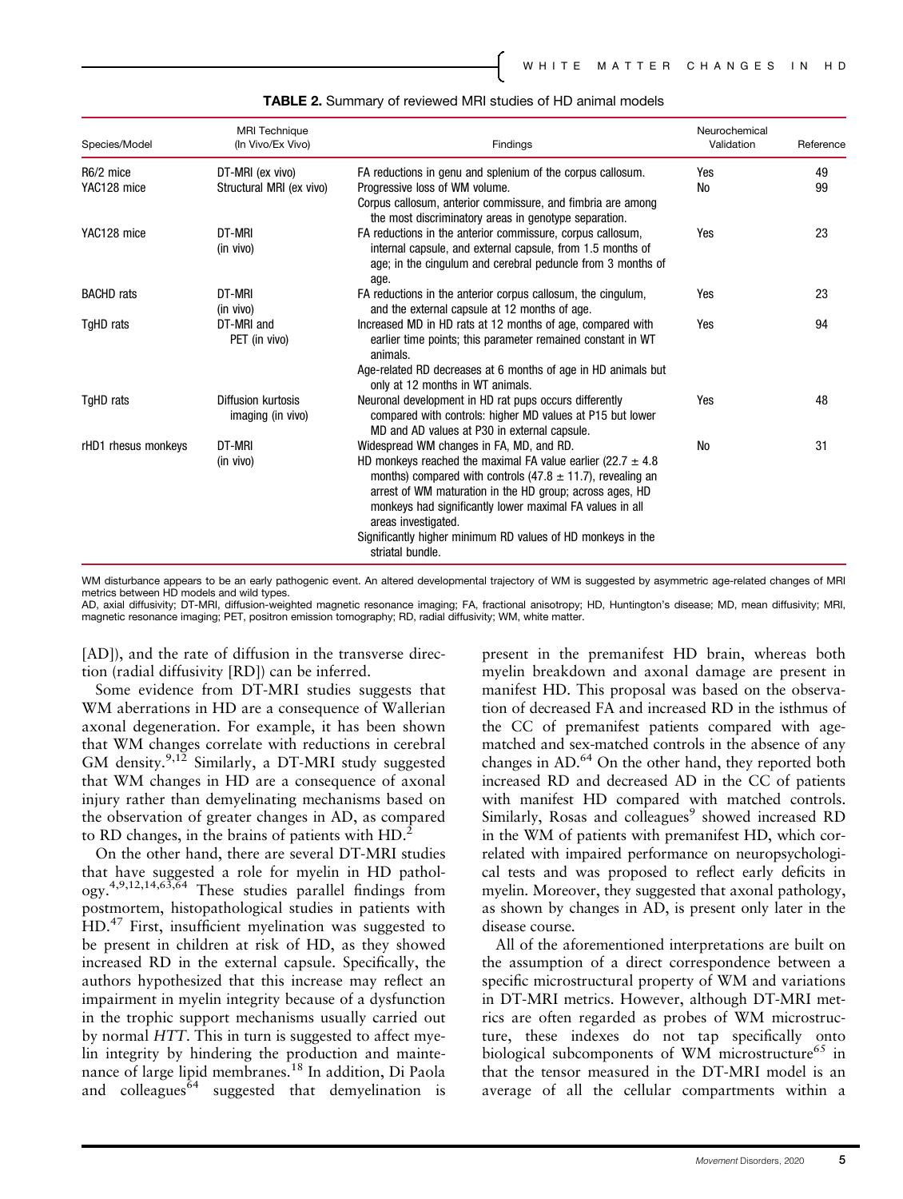**TABLE 2.** Summary of reviewed MRI studies of HD animal models

| Species/Model | MRI Technique (In Vivo/Ex Vivo) | Findings | Neurochemical Validation | Reference |
|---|---|---|---|---|
| R6/2 mice | DT-MRI (ex vivo) | FA reductions in genu and splenium of the corpus callosum. | Yes | 49 |
| YAC128 mice | Structural MRI (ex vivo) | Progressive loss of WM volume. Corpus callosum, anterior commissure, and fimbria are among the most discriminatory areas in genotype separation. | No | 99 |
| YAC128 mice | DT-MRI (in vivo) | FA reductions in the anterior commissure, corpus callosum, internal capsule, and external capsule, from 1.5 months of age; in the cingulum and cerebral peduncle from 3 months of age. | Yes | 23 |
| BACHD rats | DT-MRI (in vivo) | FA reductions in the anterior corpus callosum, the cingulum, and the external capsule at 12 months of age. | Yes | 23 |
| TgHD rats | DT-MRI and PET (in vivo) | Increased MD in HD rats at 12 months of age, compared with earlier time points; this parameter remained constant in WT animals. Age-related RD decreases at 6 months of age in HD animals but only at 12 months in WT animals. | Yes | 94 |
| TgHD rats | Diffusion kurtosis imaging (in vivo) | Neuronal development in HD rat pups occurs differently compared with controls: higher MD values at P15 but lower MD and AD values at P30 in external capsule. | Yes | 48 |
| rHD1 rhesus monkeys | DT-MRI (in vivo) | Widespread WM changes in FA, MD, and RD. HD monkeys reached the maximal FA value earlier (22.7 ± 4.8 months) compared with controls (47.8 ± 11.7), revealing an arrest of WM maturation in the HD group; across ages, HD monkeys had significantly lower maximal FA values in all areas investigated. Significantly higher minimum RD values of HD monkeys in the striatal bundle. | No | 31 |

WM disturbance appears to be an early pathogenic event. An altered developmental trajectory of WM is suggested by asymmetric age-related changes of MRI metrics between HD models and wild types.

AD, axial diffusivity; DT-MRI, diffusion-weighted magnetic resonance imaging; FA, fractional anisotropy; HD, Huntington's disease; MD, mean diffusivity; MRI, magnetic resonance imaging; PET, positron emission tomography; RD, radial diffusivity; WM, white matter.

[AD]), and the rate of diffusion in the transverse direction (radial diffusivity [RD]) can be inferred.

Some evidence from DT-MRI studies suggests that WM aberrations in HD are a consequence of Wallerian axonal degeneration. For example, it has been shown that WM changes correlate with reductions in cerebral GM density.[9,12] Similarly, a DT-MRI study suggested that WM changes in HD are a consequence of axonal injury rather than demyelinating mechanisms based on the observation of greater changes in AD, as compared to RD changes, in the brains of patients with HD.[2]

On the other hand, there are several DT-MRI studies that have suggested a role for myelin in HD pathology.[4,9,12,14,63,64] These studies parallel findings from postmortem, histopathological studies in patients with HD.[47] First, insufficient myelination was suggested to be present in children at risk of HD, as they showed increased RD in the external capsule. Specifically, the authors hypothesized that this increase may reflect an impairment in myelin integrity because of a dysfunction in the trophic support mechanisms usually carried out by normal *HTT*. This in turn is suggested to affect myelin integrity by hindering the production and maintenance of large lipid membranes.[18] In addition, Di Paola and colleagues[64] suggested that demyelination is present in the premanifest HD brain, whereas both myelin breakdown and axonal damage are present in manifest HD. This proposal was based on the observation of decreased FA and increased RD in the isthmus of the CC of premanifest patients compared with age-matched and sex-matched controls in the absence of any changes in AD.[64] On the other hand, they reported both increased RD and decreased AD in the CC of patients with manifest HD compared with matched controls. Similarly, Rosas and colleagues[9] showed increased RD in the WM of patients with premanifest HD, which correlated with impaired performance on neuropsychological tests and was proposed to reflect early deficits in myelin. Moreover, they suggested that axonal pathology, as shown by changes in AD, is present only later in the disease course.

All of the aforementioned interpretations are built on the assumption of a direct correspondence between a specific microstructural property of WM and variations in DT-MRI metrics. However, although DT-MRI metrics are often regarded as probes of WM microstructure, these indexes do not tap specifically onto biological subcomponents of WM microstructure[65] in that the tensor measured in the DT-MRI model is an average of all the cellular compartments within a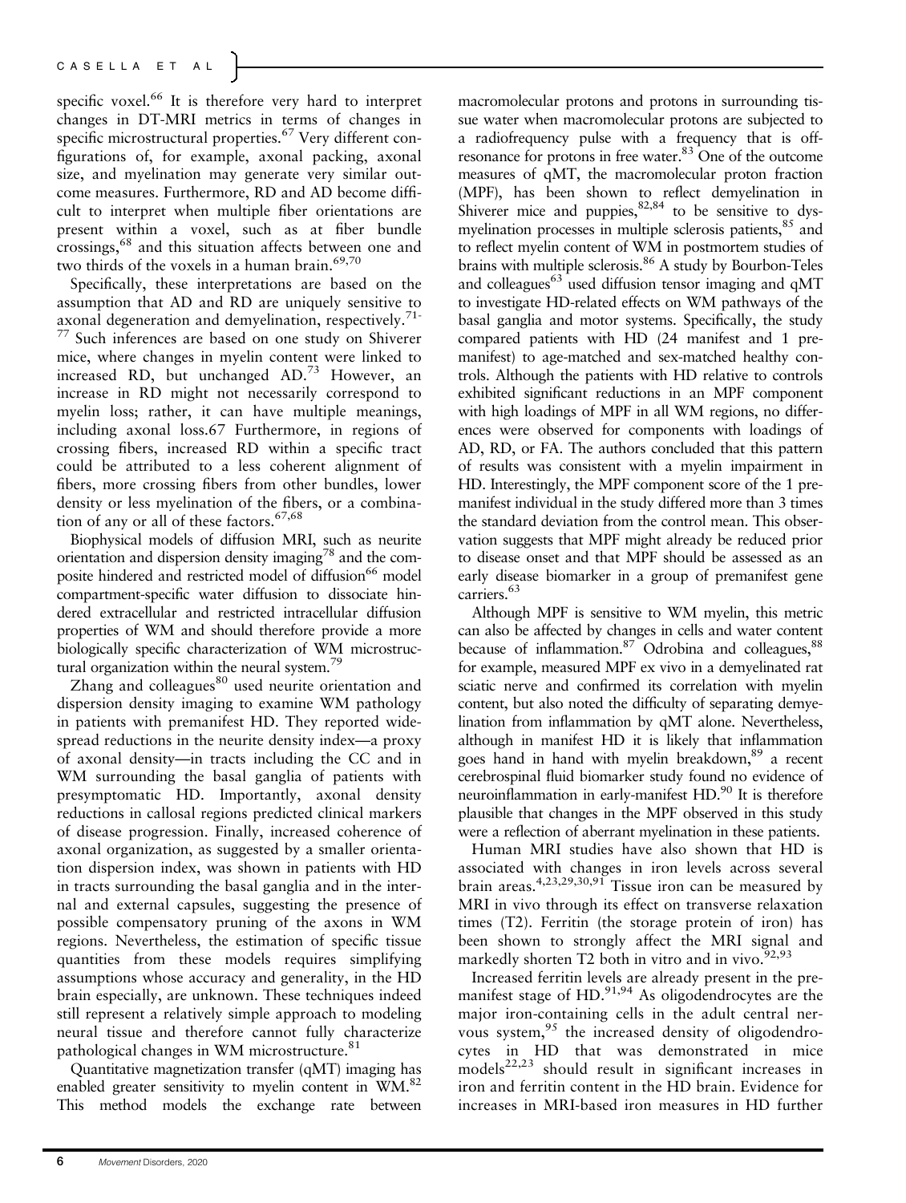specific voxel.[66] It is therefore very hard to interpret changes in DT-MRI metrics in terms of changes in specific microstructural properties.[67] Very different configurations of, for example, axonal packing, axonal size, and myelination may generate very similar outcome measures. Furthermore, RD and AD become difficult to interpret when multiple fiber orientations are present within a voxel, such as at fiber bundle crossings,[68] and this situation affects between one and two thirds of the voxels in a human brain.[69,70]

Specifically, these interpretations are based on the assumption that AD and RD are uniquely sensitive to axonal degeneration and demyelination, respectively.[71-77] Such inferences are based on one study on Shiverer mice, where changes in myelin content were linked to increased RD, but unchanged AD.[73] However, an increase in RD might not necessarily correspond to myelin loss; rather, it can have multiple meanings, including axonal loss.67 Furthermore, in regions of crossing fibers, increased RD within a specific tract could be attributed to a less coherent alignment of fibers, more crossing fibers from other bundles, lower density or less myelination of the fibers, or a combination of any or all of these factors.[67,68]

Biophysical models of diffusion MRI, such as neurite orientation and dispersion density imaging[78] and the composite hindered and restricted model of diffusion[66] model compartment-specific water diffusion to dissociate hindered extracellular and restricted intracellular diffusion properties of WM and should therefore provide a more biologically specific characterization of WM microstructural organization within the neural system.[79]

Zhang and colleagues[80] used neurite orientation and dispersion density imaging to examine WM pathology in patients with premanifest HD. They reported widespread reductions in the neurite density index—a proxy of axonal density—in tracts including the CC and in WM surrounding the basal ganglia of patients with presymptomatic HD. Importantly, axonal density reductions in callosal regions predicted clinical markers of disease progression. Finally, increased coherence of axonal organization, as suggested by a smaller orientation dispersion index, was shown in patients with HD in tracts surrounding the basal ganglia and in the internal and external capsules, suggesting the presence of possible compensatory pruning of the axons in WM regions. Nevertheless, the estimation of specific tissue quantities from these models requires simplifying assumptions whose accuracy and generality, in the HD brain especially, are unknown. These techniques indeed still represent a relatively simple approach to modeling neural tissue and therefore cannot fully characterize pathological changes in WM microstructure.[81]

Quantitative magnetization transfer (qMT) imaging has enabled greater sensitivity to myelin content in WM.[82] This method models the exchange rate between macromolecular protons and protons in surrounding tissue water when macromolecular protons are subjected to a radiofrequency pulse with a frequency that is off-resonance for protons in free water.[83] One of the outcome measures of qMT, the macromolecular proton fraction (MPF), has been shown to reflect demyelination in Shiverer mice and puppies,[82,84] to be sensitive to dysmyelination processes in multiple sclerosis patients,[85] and to reflect myelin content of WM in postmortem studies of brains with multiple sclerosis.[86] A study by Bourbon-Teles and colleagues[63] used diffusion tensor imaging and qMT to investigate HD-related effects on WM pathways of the basal ganglia and motor systems. Specifically, the study compared patients with HD (24 manifest and 1 premanifest) to age-matched and sex-matched healthy controls. Although the patients with HD relative to controls exhibited significant reductions in an MPF component with high loadings of MPF in all WM regions, no differences were observed for components with loadings of AD, RD, or FA. The authors concluded that this pattern of results was consistent with a myelin impairment in HD. Interestingly, the MPF component score of the 1 premanifest individual in the study differed more than 3 times the standard deviation from the control mean. This observation suggests that MPF might already be reduced prior to disease onset and that MPF should be assessed as an early disease biomarker in a group of premanifest gene carriers.[63]

Although MPF is sensitive to WM myelin, this metric can also be affected by changes in cells and water content because of inflammation.[87] Odrobina and colleagues,[88] for example, measured MPF ex vivo in a demyelinated rat sciatic nerve and confirmed its correlation with myelin content, but also noted the difficulty of separating demyelination from inflammation by qMT alone. Nevertheless, although in manifest HD it is likely that inflammation goes hand in hand with myelin breakdown,[89] a recent cerebrospinal fluid biomarker study found no evidence of neuroinflammation in early-manifest HD.[90] It is therefore plausible that changes in the MPF observed in this study were a reflection of aberrant myelination in these patients.

Human MRI studies have also shown that HD is associated with changes in iron levels across several brain areas.[4,23,29,30,91] Tissue iron can be measured by MRI in vivo through its effect on transverse relaxation times (T2). Ferritin (the storage protein of iron) has been shown to strongly affect the MRI signal and markedly shorten T2 both in vitro and in vivo.[92,93]

Increased ferritin levels are already present in the premanifest stage of HD.[91,94] As oligodendrocytes are the major iron-containing cells in the adult central nervous system,[95] the increased density of oligodendrocytes in HD that was demonstrated in mice models[22,23] should result in significant increases in iron and ferritin content in the HD brain. Evidence for increases in MRI-based iron measures in HD further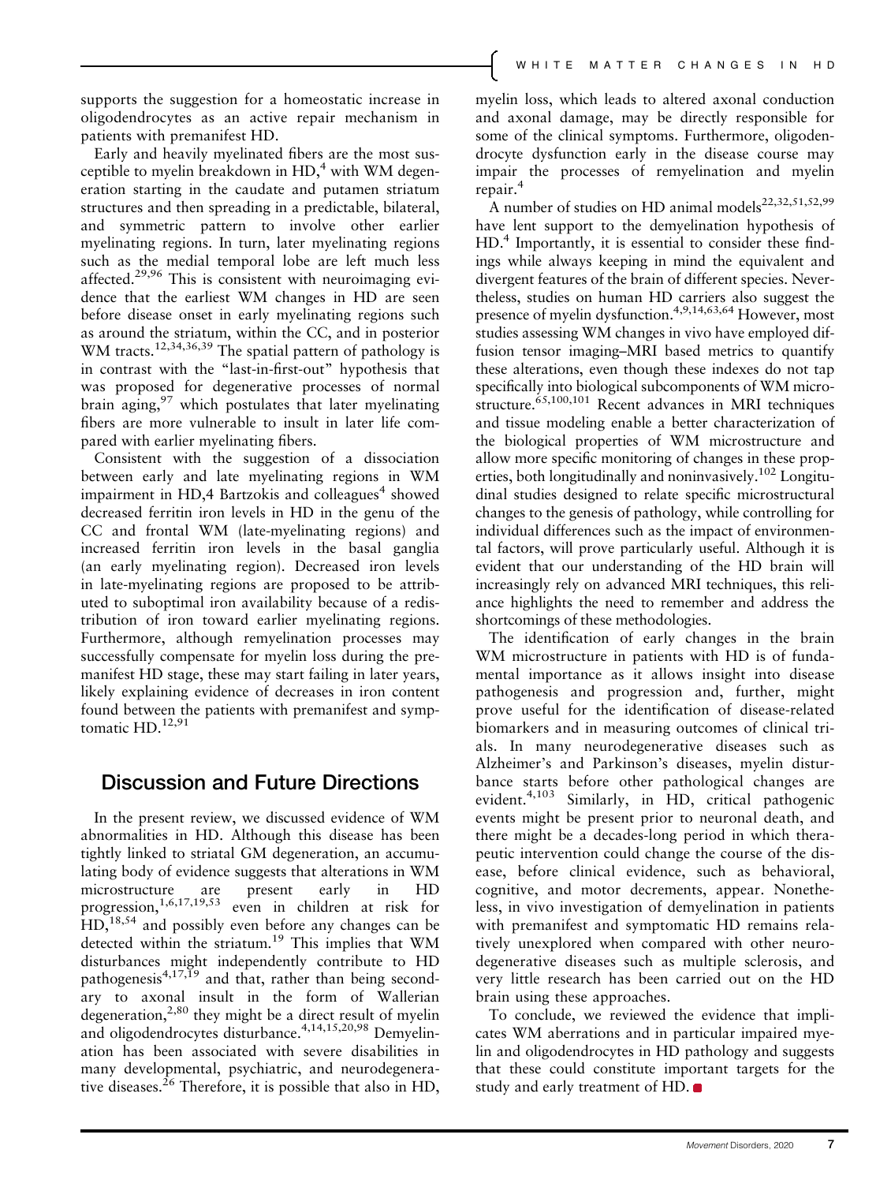supports the suggestion for a homeostatic increase in oligodendrocytes as an active repair mechanism in patients with premanifest HD.

Early and heavily myelinated fibers are the most susceptible to myelin breakdown in HD,[4] with WM degeneration starting in the caudate and putamen striatum structures and then spreading in a predictable, bilateral, and symmetric pattern to involve other earlier myelinating regions. In turn, later myelinating regions such as the medial temporal lobe are left much less affected.[29,96] This is consistent with neuroimaging evidence that the earliest WM changes in HD are seen before disease onset in early myelinating regions such as around the striatum, within the CC, and in posterior WM tracts.[12,34,36,39] The spatial pattern of pathology is in contrast with the "last-in-first-out" hypothesis that was proposed for degenerative processes of normal brain aging,[97] which postulates that later myelinating fibers are more vulnerable to insult in later life compared with earlier myelinating fibers.

Consistent with the suggestion of a dissociation between early and late myelinating regions in WM impairment in HD,4 Bartzokis and colleagues[4] showed decreased ferritin iron levels in HD in the genu of the CC and frontal WM (late-myelinating regions) and increased ferritin iron levels in the basal ganglia (an early myelinating region). Decreased iron levels in late-myelinating regions are proposed to be attributed to suboptimal iron availability because of a redistribution of iron toward earlier myelinating regions. Furthermore, although remyelination processes may successfully compensate for myelin loss during the premanifest HD stage, these may start failing in later years, likely explaining evidence of decreases in iron content found between the patients with premanifest and symptomatic HD.[12,91]

## Discussion and Future Directions

In the present review, we discussed evidence of WM abnormalities in HD. Although this disease has been tightly linked to striatal GM degeneration, an accumulating body of evidence suggests that alterations in WM microstructure are present early in HD progression,[1,6,17,19,53] even in children at risk for HD,[18,54] and possibly even before any changes can be detected within the striatum.[19] This implies that WM disturbances might independently contribute to HD pathogenesis[4,17,19] and that, rather than being secondary to axonal insult in the form of Wallerian degeneration,[2,80] they might be a direct result of myelin and oligodendrocytes disturbance.[4,14,15,20,98] Demyelination has been associated with severe disabilities in many developmental, psychiatric, and neurodegenerative diseases.[26] Therefore, it is possible that also in HD, myelin loss, which leads to altered axonal conduction and axonal damage, may be directly responsible for some of the clinical symptoms. Furthermore, oligodendrocyte dysfunction early in the disease course may impair the processes of remyelination and myelin repair.[4]

A number of studies on HD animal models[22,32,51,52,99] have lent support to the demyelination hypothesis of HD.[4] Importantly, it is essential to consider these findings while always keeping in mind the equivalent and divergent features of the brain of different species. Nevertheless, studies on human HD carriers also suggest the presence of myelin dysfunction.[4,9,14,63,64] However, most studies assessing WM changes in vivo have employed diffusion tensor imaging–MRI based metrics to quantify these alterations, even though these indexes do not tap specifically into biological subcomponents of WM microstructure.[65,100,101] Recent advances in MRI techniques and tissue modeling enable a better characterization of the biological properties of WM microstructure and allow more specific monitoring of changes in these properties, both longitudinally and noninvasively.[102] Longitudinal studies designed to relate specific microstructural changes to the genesis of pathology, while controlling for individual differences such as the impact of environmental factors, will prove particularly useful. Although it is evident that our understanding of the HD brain will increasingly rely on advanced MRI techniques, this reliance highlights the need to remember and address the shortcomings of these methodologies.

The identification of early changes in the brain WM microstructure in patients with HD is of fundamental importance as it allows insight into disease pathogenesis and progression and, further, might prove useful for the identification of disease-related biomarkers and in measuring outcomes of clinical trials. In many neurodegenerative diseases such as Alzheimer's and Parkinson's diseases, myelin disturbance starts before other pathological changes are evident.[4,103] Similarly, in HD, critical pathogenic events might be present prior to neuronal death, and there might be a decades-long period in which therapeutic intervention could change the course of the disease, before clinical evidence, such as behavioral, cognitive, and motor decrements, appear. Nonetheless, in vivo investigation of demyelination in patients with premanifest and symptomatic HD remains relatively unexplored when compared with other neurodegenerative diseases such as multiple sclerosis, and very little research has been carried out on the HD brain using these approaches.

To conclude, we reviewed the evidence that implicates WM aberrations and in particular impaired myelin and oligodendrocytes in HD pathology and suggests that these could constitute important targets for the study and early treatment of HD.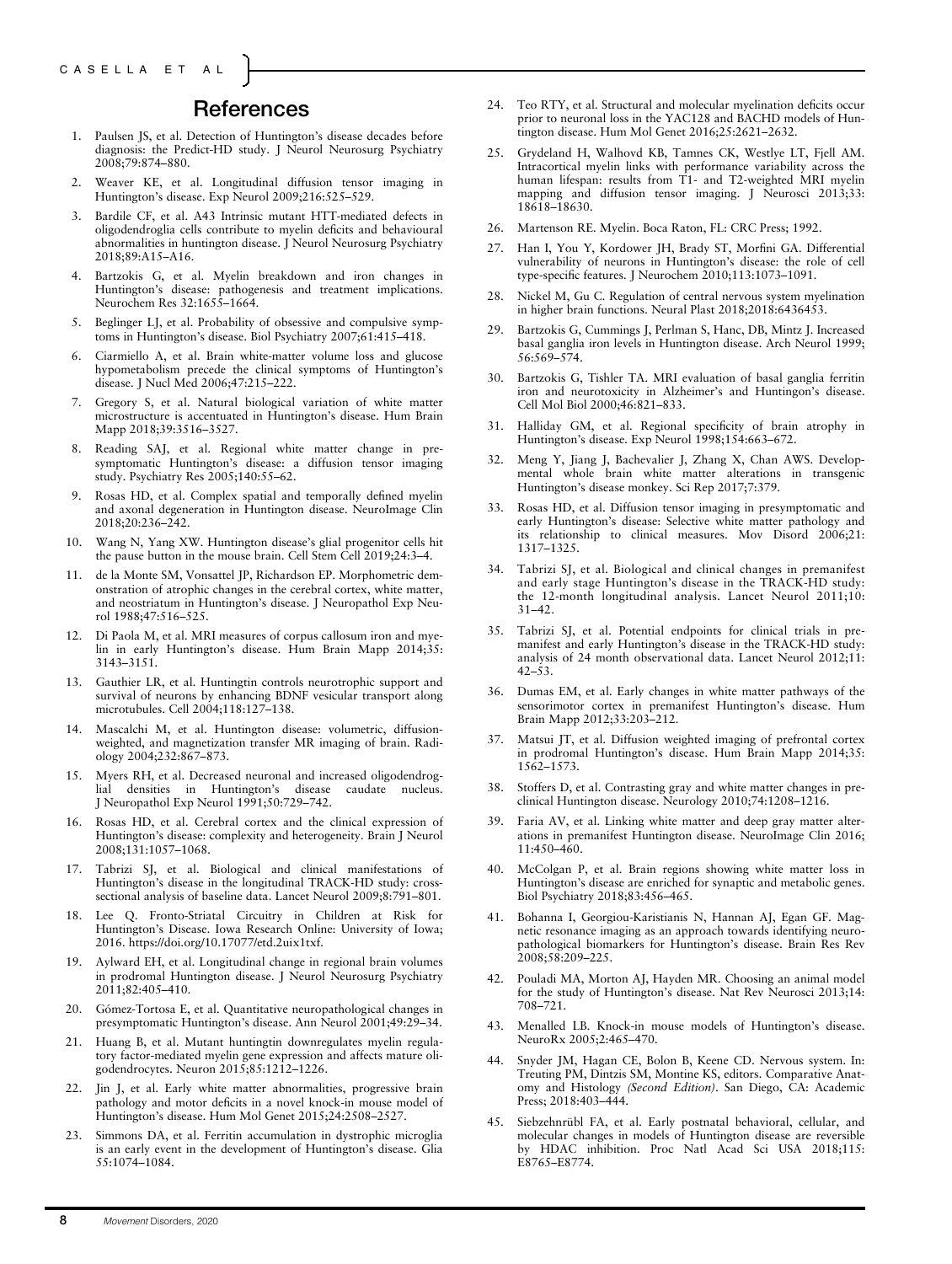## References

1. Paulsen JS, et al. Detection of Huntington's disease decades before diagnosis: the Predict-HD study. J Neurol Neurosurg Psychiatry 2008;79:874–880.
2. Weaver KE, et al. Longitudinal diffusion tensor imaging in Huntington's disease. Exp Neurol 2009;216:525–529.
3. Bardile CF, et al. A43 Intrinsic mutant HTT-mediated defects in oligodendroglia cells contribute to myelin deficits and behavioural abnormalities in huntington disease. J Neurol Neurosurg Psychiatry 2018;89:A15–A16.
4. Bartzokis G, et al. Myelin breakdown and iron changes in Huntington's disease: pathogenesis and treatment implications. Neurochem Res 32:1655–1664.
5. Beglinger LJ, et al. Probability of obsessive and compulsive symptoms in Huntington's disease. Biol Psychiatry 2007;61:415–418.
6. Ciarmiello A, et al. Brain white-matter volume loss and glucose hypometabolism precede the clinical symptoms of Huntington's disease. J Nucl Med 2006;47:215–222.
7. Gregory S, et al. Natural biological variation of white matter microstructure is accentuated in Huntington's disease. Hum Brain Mapp 2018;39:3516–3527.
8. Reading SAJ, et al. Regional white matter change in presymptomatic Huntington's disease: a diffusion tensor imaging study. Psychiatry Res 2005;140:55–62.
9. Rosas HD, et al. Complex spatial and temporally defined myelin and axonal degeneration in Huntington disease. NeuroImage Clin 2018;20:236–242.
10. Wang N, Yang XW. Huntington disease's glial progenitor cells hit the pause button in the mouse brain. Cell Stem Cell 2019;24:3–4.
11. de la Monte SM, Vonsattel JP, Richardson EP. Morphometric demonstration of atrophic changes in the cerebral cortex, white matter, and neostriatum in Huntington's disease. J Neuropathol Exp Neurol 1988;47:516–525.
12. Di Paola M, et al. MRI measures of corpus callosum iron and myelin in early Huntington's disease. Hum Brain Mapp 2014;35:3143–3151.
13. Gauthier LR, et al. Huntingtin controls neurotrophic support and survival of neurons by enhancing BDNF vesicular transport along microtubules. Cell 2004;118:127–138.
14. Mascalchi M, et al. Huntington disease: volumetric, diffusion-weighted, and magnetization transfer MR imaging of brain. Radiology 2004;232:867–873.
15. Myers RH, et al. Decreased neuronal and increased oligodendroglial densities in Huntington's disease caudate nucleus. J Neuropathol Exp Neurol 1991;50:729–742.
16. Rosas HD, et al. Cerebral cortex and the clinical expression of Huntington's disease: complexity and heterogeneity. Brain J Neurol 2008;131:1057–1068.
17. Tabrizi SJ, et al. Biological and clinical manifestations of Huntington's disease in the longitudinal TRACK-HD study: cross-sectional analysis of baseline data. Lancet Neurol 2009;8:791–801.
18. Lee Q. Fronto-Striatal Circuitry in Children at Risk for Huntington's Disease. Iowa Research Online: University of Iowa; 2016. https://doi.org/10.17077/etd.2uix1txf.
19. Aylward EH, et al. Longitudinal change in regional brain volumes in prodromal Huntington disease. J Neurol Neurosurg Psychiatry 2011;82:405–410.
20. Gómez-Tortosa E, et al. Quantitative neuropathological changes in presymptomatic Huntington's disease. Ann Neurol 2001;49:29–34.
21. Huang B, et al. Mutant huntingtin downregulates myelin regulatory factor-mediated myelin gene expression and affects mature oligodendrocytes. Neuron 2015;85:1212–1226.
22. Jin J, et al. Early white matter abnormalities, progressive brain pathology and motor deficits in a novel knock-in mouse model of Huntington's disease. Hum Mol Genet 2015;24:2508–2527.
23. Simmons DA, et al. Ferritin accumulation in dystrophic microglia is an early event in the development of Huntington's disease. Glia 55:1074–1084.
24. Teo RTY, et al. Structural and molecular myelination deficits occur prior to neuronal loss in the YAC128 and BACHD models of Huntington disease. Hum Mol Genet 2016;25:2621–2632.
25. Grydeland H, Walhovd KB, Tamnes CK, Westlye LT, Fjell AM. Intracortical myelin links with performance variability across the human lifespan: results from T1- and T2-weighted MRI myelin mapping and diffusion tensor imaging. J Neurosci 2013;33:18618–18630.
26. Martenson RE. Myelin. Boca Raton, FL: CRC Press; 1992.
27. Han I, You Y, Kordower JH, Brady ST, Morfini GA. Differential vulnerability of neurons in Huntington's disease: the role of cell type-specific features. J Neurochem 2010;113:1073–1091.
28. Nickel M, Gu C. Regulation of central nervous system myelination in higher brain functions. Neural Plast 2018;2018:6436453.
29. Bartzokis G, Cummings J, Perlman S, Hanc, DB, Mintz J. Increased basal ganglia iron levels in Huntington disease. Arch Neurol 1999;56:569–574.
30. Bartzokis G, Tishler TA. MRI evaluation of basal ganglia ferritin iron and neurotoxicity in Alzheimer's and Huntingon's disease. Cell Mol Biol 2000;46:821–833.
31. Halliday GM, et al. Regional specificity of brain atrophy in Huntington's disease. Exp Neurol 1998;154:663–672.
32. Meng Y, Jiang J, Bachevalier J, Zhang X, Chan AWS. Developmental whole brain white matter alterations in transgenic Huntington's disease monkey. Sci Rep 2017;7:379.
33. Rosas HD, et al. Diffusion tensor imaging in presymptomatic and early Huntington's disease: Selective white matter pathology and its relationship to clinical measures. Mov Disord 2006;21:1317–1325.
34. Tabrizi SJ, et al. Biological and clinical changes in premanifest and early stage Huntington's disease in the TRACK-HD study: the 12-month longitudinal analysis. Lancet Neurol 2011;10:31–42.
35. Tabrizi SJ, et al. Potential endpoints for clinical trials in premanifest and early Huntington's disease in the TRACK-HD study: analysis of 24 month observational data. Lancet Neurol 2012;11:42–53.
36. Dumas EM, et al. Early changes in white matter pathways of the sensorimotor cortex in premanifest Huntington's disease. Hum Brain Mapp 2012;33:203–212.
37. Matsui JT, et al. Diffusion weighted imaging of prefrontal cortex in prodromal Huntington's disease. Hum Brain Mapp 2014;35:1562–1573.
38. Stoffers D, et al. Contrasting gray and white matter changes in preclinical Huntington disease. Neurology 2010;74:1208–1216.
39. Faria AV, et al. Linking white matter and deep gray matter alterations in premanifest Huntington disease. NeuroImage Clin 2016;11:450–460.
40. McColgan P, et al. Brain regions showing white matter loss in Huntington's disease are enriched for synaptic and metabolic genes. Biol Psychiatry 2018;83:456–465.
41. Bohanna I, Georgiou-Karistianis N, Hannan AJ, Egan GF. Magnetic resonance imaging as an approach towards identifying neuropathological biomarkers for Huntington's disease. Brain Res Rev 2008;58:209–225.
42. Pouladi MA, Morton AJ, Hayden MR. Choosing an animal model for the study of Huntington's disease. Nat Rev Neurosci 2013;14:708–721.
43. Menalled LB. Knock-in mouse models of Huntington's disease. NeuroRx 2005;2:465–470.
44. Snyder JM, Hagan CE, Bolon B, Keene CD. Nervous system. In: Treuting PM, Dintzis SM, Montine KS, editors. Comparative Anatomy and Histology *(Second Edition)*. San Diego, CA: Academic Press; 2018:403–444.
45. Siebzehnrübl FA, et al. Early postnatal behavioral, cellular, and molecular changes in models of Huntington disease are reversible by HDAC inhibition. Proc Natl Acad Sci USA 2018;115:E8765–E8774.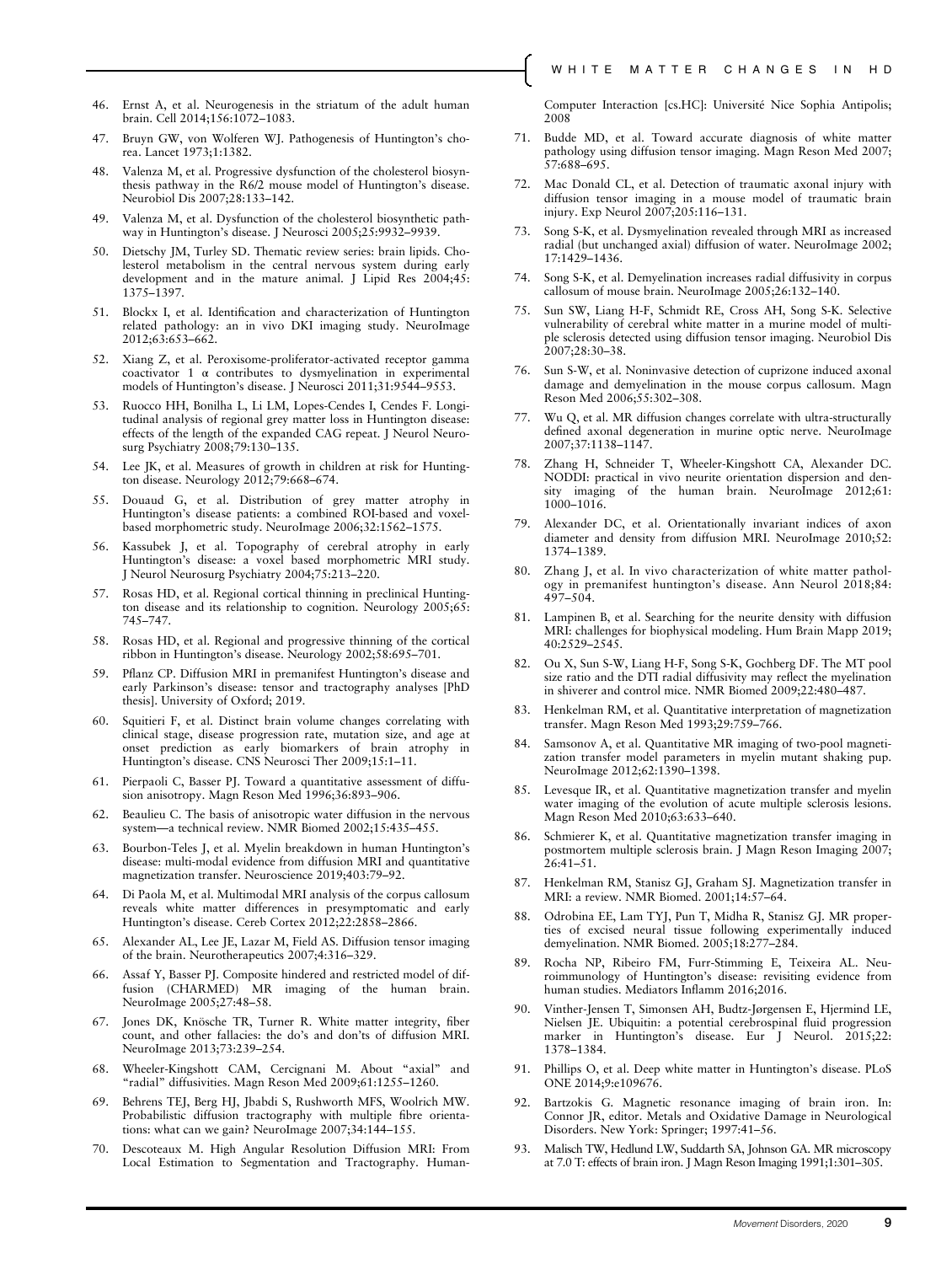46. Ernst A, et al. Neurogenesis in the striatum of the adult human brain. Cell 2014;156:1072–1083.
47. Bruyn GW, von Wolferen WJ. Pathogenesis of Huntington's chorea. Lancet 1973;1:1382.
48. Valenza M, et al. Progressive dysfunction of the cholesterol biosynthesis pathway in the R6/2 mouse model of Huntington's disease. Neurobiol Dis 2007;28:133–142.
49. Valenza M, et al. Dysfunction of the cholesterol biosynthetic pathway in Huntington's disease. J Neurosci 2005;25:9932–9939.
50. Dietschy JM, Turley SD. Thematic review series: brain lipids. Cholesterol metabolism in the central nervous system during early development and in the mature animal. J Lipid Res 2004;45: 1375–1397.
51. Blockx I, et al. Identification and characterization of Huntington related pathology: an in vivo DKI imaging study. NeuroImage 2012;63:653–662.
52. Xiang Z, et al. Peroxisome-proliferator-activated receptor gamma coactivator 1 α contributes to dysmyelination in experimental models of Huntington's disease. J Neurosci 2011;31:9544–9553.
53. Ruocco HH, Bonilha L, Li LM, Lopes-Cendes I, Cendes F. Longitudinal analysis of regional grey matter loss in Huntington disease: effects of the length of the expanded CAG repeat. J Neurol Neurosurg Psychiatry 2008;79:130–135.
54. Lee JK, et al. Measures of growth in children at risk for Huntington disease. Neurology 2012;79:668–674.
55. Douaud G, et al. Distribution of grey matter atrophy in Huntington's disease patients: a combined ROI-based and voxel-based morphometric study. NeuroImage 2006;32:1562–1575.
56. Kassubek J, et al. Topography of cerebral atrophy in early Huntington's disease: a voxel based morphometric MRI study. J Neurol Neurosurg Psychiatry 2004;75:213–220.
57. Rosas HD, et al. Regional cortical thinning in preclinical Huntington disease and its relationship to cognition. Neurology 2005;65: 745–747.
58. Rosas HD, et al. Regional and progressive thinning of the cortical ribbon in Huntington's disease. Neurology 2002;58:695–701.
59. Pflanz CP. Diffusion MRI in premanifest Huntington's disease and early Parkinson's disease: tensor and tractography analyses [PhD thesis]. University of Oxford; 2019.
60. Squitieri F, et al. Distinct brain volume changes correlating with clinical stage, disease progression rate, mutation size, and age at onset prediction as early biomarkers of brain atrophy in Huntington's disease. CNS Neurosci Ther 2009;15:1–11.
61. Pierpaoli C, Basser PJ. Toward a quantitative assessment of diffusion anisotropy. Magn Reson Med 1996;36:893–906.
62. Beaulieu C. The basis of anisotropic water diffusion in the nervous system—a technical review. NMR Biomed 2002;15:435–455.
63. Bourbon-Teles J, et al. Myelin breakdown in human Huntington's disease: multi-modal evidence from diffusion MRI and quantitative magnetization transfer. Neuroscience 2019;403:79–92.
64. Di Paola M, et al. Multimodal MRI analysis of the corpus callosum reveals white matter differences in presymptomatic and early Huntington's disease. Cereb Cortex 2012;22:2858–2866.
65. Alexander AL, Lee JE, Lazar M, Field AS. Diffusion tensor imaging of the brain. Neurotherapeutics 2007;4:316–329.
66. Assaf Y, Basser PJ. Composite hindered and restricted model of diffusion (CHARMED) MR imaging of the human brain. NeuroImage 2005;27:48–58.
67. Jones DK, Knösche TR, Turner R. White matter integrity, fiber count, and other fallacies: the do's and don'ts of diffusion MRI. NeuroImage 2013;73:239–254.
68. Wheeler-Kingshott CAM, Cercignani M. About "axial" and "radial" diffusivities. Magn Reson Med 2009;61:1255–1260.
69. Behrens TEJ, Berg HJ, Jbabdi S, Rushworth MFS, Woolrich MW. Probabilistic diffusion tractography with multiple fibre orientations: what can we gain? NeuroImage 2007;34:144–155.
70. Descoteaux M. High Angular Resolution Diffusion MRI: From Local Estimation to Segmentation and Tractography. Human-Computer Interaction [cs.HC]: Université Nice Sophia Antipolis; 2008
71. Budde MD, et al. Toward accurate diagnosis of white matter pathology using diffusion tensor imaging. Magn Reson Med 2007; 57:688–695.
72. Mac Donald CL, et al. Detection of traumatic axonal injury with diffusion tensor imaging in a mouse model of traumatic brain injury. Exp Neurol 2007;205:116–131.
73. Song S-K, et al. Dysmyelination revealed through MRI as increased radial (but unchanged axial) diffusion of water. NeuroImage 2002; 17:1429–1436.
74. Song S-K, et al. Demyelination increases radial diffusivity in corpus callosum of mouse brain. NeuroImage 2005;26:132–140.
75. Sun SW, Liang H-F, Schmidt RE, Cross AH, Song S-K. Selective vulnerability of cerebral white matter in a murine model of multiple sclerosis detected using diffusion tensor imaging. Neurobiol Dis 2007;28:30–38.
76. Sun S-W, et al. Noninvasive detection of cuprizone induced axonal damage and demyelination in the mouse corpus callosum. Magn Reson Med 2006;55:302–308.
77. Wu Q, et al. MR diffusion changes correlate with ultra-structurally defined axonal degeneration in murine optic nerve. NeuroImage 2007;37:1138–1147.
78. Zhang H, Schneider T, Wheeler-Kingshott CA, Alexander DC. NODDI: practical in vivo neurite orientation dispersion and density imaging of the human brain. NeuroImage 2012;61: 1000–1016.
79. Alexander DC, et al. Orientationally invariant indices of axon diameter and density from diffusion MRI. NeuroImage 2010;52: 1374–1389.
80. Zhang J, et al. In vivo characterization of white matter pathology in premanifest huntington's disease. Ann Neurol 2018;84: 497–504.
81. Lampinen B, et al. Searching for the neurite density with diffusion MRI: challenges for biophysical modeling. Hum Brain Mapp 2019; 40:2529–2545.
82. Ou X, Sun S-W, Liang H-F, Song S-K, Gochberg DF. The MT pool size ratio and the DTI radial diffusivity may reflect the myelination in shiverer and control mice. NMR Biomed 2009;22:480–487.
83. Henkelman RM, et al. Quantitative interpretation of magnetization transfer. Magn Reson Med 1993;29:759–766.
84. Samsonov A, et al. Quantitative MR imaging of two-pool magnetization transfer model parameters in myelin mutant shaking pup. NeuroImage 2012;62:1390–1398.
85. Levesque IR, et al. Quantitative magnetization transfer and myelin water imaging of the evolution of acute multiple sclerosis lesions. Magn Reson Med 2010;63:633–640.
86. Schmierer K, et al. Quantitative magnetization transfer imaging in postmortem multiple sclerosis brain. J Magn Reson Imaging 2007; 26:41–51.
87. Henkelman RM, Stanisz GJ, Graham SJ. Magnetization transfer in MRI: a review. NMR Biomed. 2001;14:57–64.
88. Odrobina EE, Lam TYJ, Pun T, Midha R, Stanisz GJ. MR properties of excised neural tissue following experimentally induced demyelination. NMR Biomed. 2005;18:277–284.
89. Rocha NP, Ribeiro FM, Furr-Stimming E, Teixeira AL. Neuroimmunology of Huntington's disease: revisiting evidence from human studies. Mediators Inflamm 2016;2016.
90. Vinther-Jensen T, Simonsen AH, Budtz-Jørgensen E, Hjermind LE, Nielsen JE. Ubiquitin: a potential cerebrospinal fluid progression marker in Huntington's disease. Eur J Neurol. 2015;22: 1378–1384.
91. Phillips O, et al. Deep white matter in Huntington's disease. PLoS ONE 2014;9:e109676.
92. Bartzokis G. Magnetic resonance imaging of brain iron. In: Connor JR, editor. Metals and Oxidative Damage in Neurological Disorders. New York: Springer; 1997:41–56.
93. Malisch TW, Hedlund LW, Suddarth SA, Johnson GA. MR microscopy at 7.0 T: effects of brain iron. J Magn Reson Imaging 1991;1:301–305.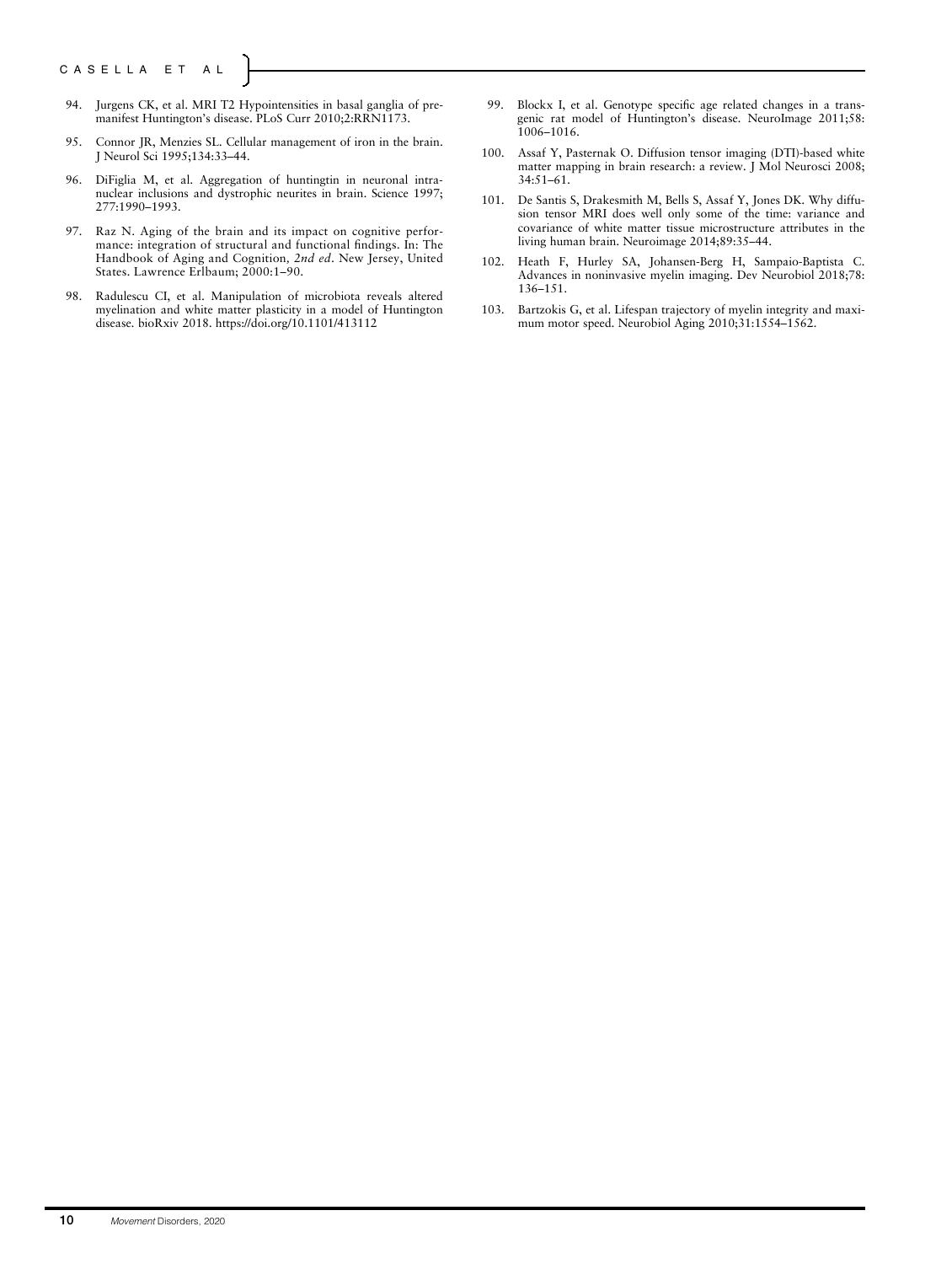94. Jurgens CK, et al. MRI T2 Hypointensities in basal ganglia of premanifest Huntington's disease. PLoS Curr 2010;2:RRN1173.
95. Connor JR, Menzies SL. Cellular management of iron in the brain. J Neurol Sci 1995;134:33–44.
96. DiFiglia M, et al. Aggregation of huntingtin in neuronal intranuclear inclusions and dystrophic neurites in brain. Science 1997; 277:1990–1993.
97. Raz N. Aging of the brain and its impact on cognitive performance: integration of structural and functional findings. In: The Handbook of Aging and Cognition, *2nd ed*. New Jersey, United States. Lawrence Erlbaum; 2000:1–90.
98. Radulescu CI, et al. Manipulation of microbiota reveals altered myelination and white matter plasticity in a model of Huntington disease. bioRxiv 2018. https://doi.org/10.1101/413112
99. Blockx I, et al. Genotype specific age related changes in a transgenic rat model of Huntington's disease. NeuroImage 2011;58: 1006–1016.
100. Assaf Y, Pasternak O. Diffusion tensor imaging (DTI)-based white matter mapping in brain research: a review. J Mol Neurosci 2008; 34:51–61.
101. De Santis S, Drakesmith M, Bells S, Assaf Y, Jones DK. Why diffusion tensor MRI does well only some of the time: variance and covariance of white matter tissue microstructure attributes in the living human brain. Neuroimage 2014;89:35–44.
102. Heath F, Hurley SA, Johansen-Berg H, Sampaio-Baptista C. Advances in noninvasive myelin imaging. Dev Neurobiol 2018;78: 136–151.
103. Bartzokis G, et al. Lifespan trajectory of myelin integrity and maximum motor speed. Neurobiol Aging 2010;31:1554–1562.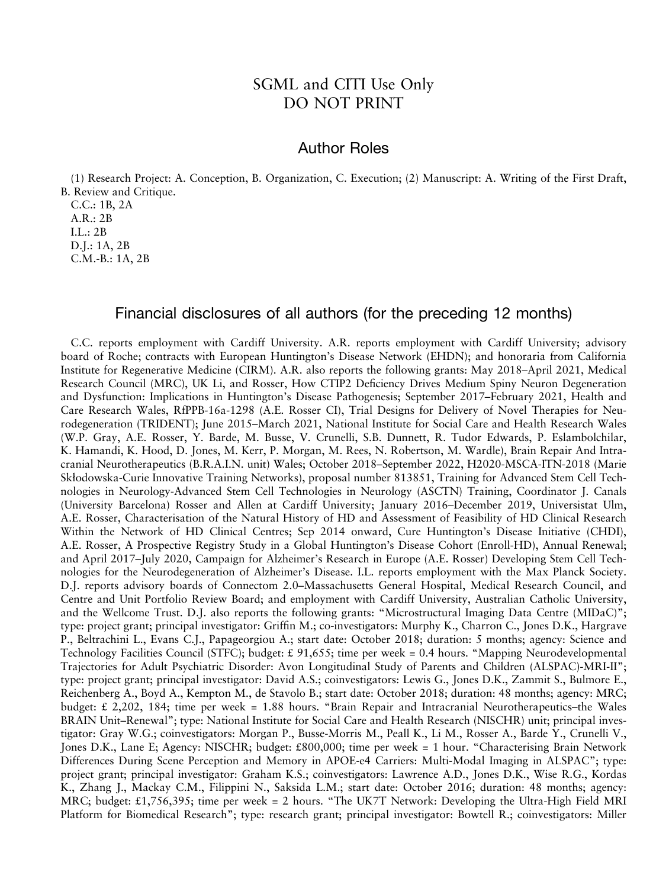# SGML and CITI Use Only
# DO NOT PRINT

## Author Roles

(1) Research Project: A. Conception, B. Organization, C. Execution; (2) Manuscript: A. Writing of the First Draft, B. Review and Critique.

C.C.: 1B, 2A
A.R.: 2B
I.L.: 2B
D.J.: 1A, 2B
C.M.-B.: 1A, 2B

## Financial disclosures of all authors (for the preceding 12 months)

C.C. reports employment with Cardiff University. A.R. reports employment with Cardiff University; advisory board of Roche; contracts with European Huntington's Disease Network (EHDN); and honoraria from California Institute for Regenerative Medicine (CIRM). A.R. also reports the following grants: May 2018–April 2021, Medical Research Council (MRC), UK Li, and Rosser, How CTIP2 Deficiency Drives Medium Spiny Neuron Degeneration and Dysfunction: Implications in Huntington's Disease Pathogenesis; September 2017–February 2021, Health and Care Research Wales, RfPPB-16a-1298 (A.E. Rosser CI), Trial Designs for Delivery of Novel Therapies for Neurodegeneration (TRIDENT); June 2015–March 2021, National Institute for Social Care and Health Research Wales (W.P. Gray, A.E. Rosser, Y. Barde, M. Busse, V. Crunelli, S.B. Dunnett, R. Tudor Edwards, P. Eslambolchilar, K. Hamandi, K. Hood, D. Jones, M. Kerr, P. Morgan, M. Rees, N. Robertson, M. Wardle), Brain Repair And Intracranial Neurotherapeutics (B.R.A.I.N. unit) Wales; October 2018–September 2022, H2020-MSCA-ITN-2018 (Marie Skłodowska-Curie Innovative Training Networks), proposal number 813851, Training for Advanced Stem Cell Technologies in Neurology-Advanced Stem Cell Technologies in Neurology (ASCTN) Training, Coordinator J. Canals (University Barcelona) Rosser and Allen at Cardiff University; January 2016–December 2019, Universistat Ulm, A.E. Rosser, Characterisation of the Natural History of HD and Assessment of Feasibility of HD Clinical Research Within the Network of HD Clinical Centres; Sep 2014 onward, Cure Huntington's Disease Initiative (CHDI), A.E. Rosser, A Prospective Registry Study in a Global Huntington's Disease Cohort (Enroll-HD), Annual Renewal; and April 2017–July 2020, Campaign for Alzheimer's Research in Europe (A.E. Rosser) Developing Stem Cell Technologies for the Neurodegeneration of Alzheimer's Disease. I.L. reports employment with the Max Planck Society. D.J. reports advisory boards of Connectom 2.0–Massachusetts General Hospital, Medical Research Council, and Centre and Unit Portfolio Review Board; and employment with Cardiff University, Australian Catholic University, and the Wellcome Trust. D.J. also reports the following grants: "Microstructural Imaging Data Centre (MIDaC)"; type: project grant; principal investigator: Griffin M.; co-investigators: Murphy K., Charron C., Jones D.K., Hargrave P., Beltrachini L., Evans C.J., Papageorgiou A.; start date: October 2018; duration: 5 months; agency: Science and Technology Facilities Council (STFC); budget: £ 91,655; time per week = 0.4 hours. "Mapping Neurodevelopmental Trajectories for Adult Psychiatric Disorder: Avon Longitudinal Study of Parents and Children (ALSPAC)-MRI-II"; type: project grant; principal investigator: David A.S.; coinvestigators: Lewis G., Jones D.K., Zammit S., Bulmore E., Reichenberg A., Boyd A., Kempton M., de Stavolo B.; start date: October 2018; duration: 48 months; agency: MRC; budget: £ 2,202, 184; time per week = 1.88 hours. "Brain Repair and Intracranial Neurotherapeutics–the Wales BRAIN Unit–Renewal"; type: National Institute for Social Care and Health Research (NISCHR) unit; principal investigator: Gray W.G.; coinvestigators: Morgan P., Busse-Morris M., Peall K., Li M., Rosser A., Barde Y., Crunelli V., Jones D.K., Lane E; Agency: NISCHR; budget: £800,000; time per week = 1 hour. "Characterising Brain Network Differences During Scene Perception and Memory in APOE-e4 Carriers: Multi-Modal Imaging in ALSPAC"; type: project grant; principal investigator: Graham K.S.; coinvestigators: Lawrence A.D., Jones D.K., Wise R.G., Kordas K., Zhang J., Mackay C.M., Filippini N., Saksida L.M.; start date: October 2016; duration: 48 months; agency: MRC; budget: £1,756,395; time per week = 2 hours. "The UK7T Network: Developing the Ultra-High Field MRI Platform for Biomedical Research"; type: research grant; principal investigator: Bowtell R.; coinvestigators: Miller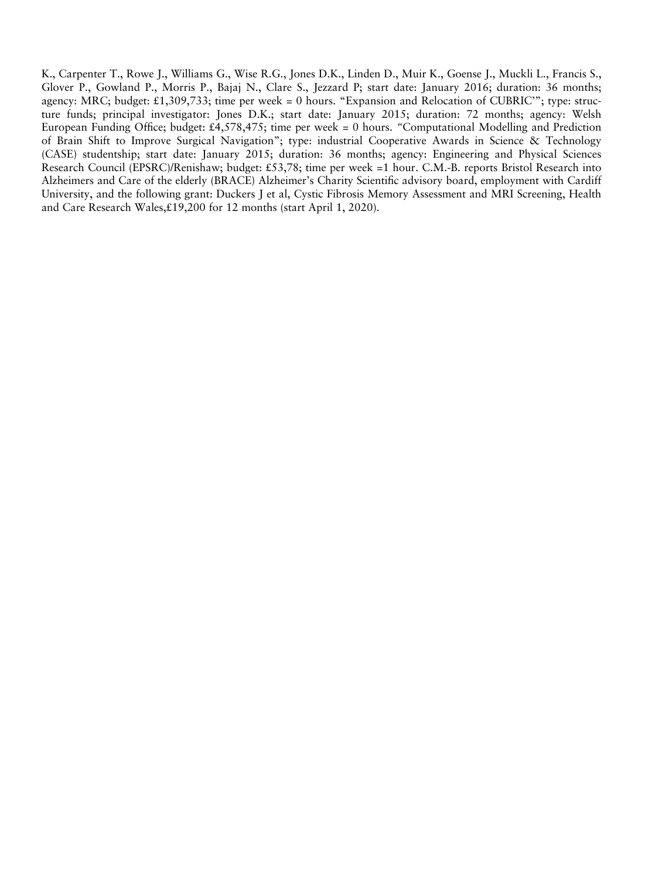K., Carpenter T., Rowe J., Williams G., Wise R.G., Jones D.K., Linden D., Muir K., Goense J., Muckli L., Francis S., Glover P., Gowland P., Morris P., Bajaj N., Clare S., Jezzard P; start date: January 2016; duration: 36 months; agency: MRC; budget: £1,309,733; time per week = 0 hours. "Expansion and Relocation of CUBRIC'"; type: structure funds; principal investigator: Jones D.K.; start date: January 2015; duration: 72 months; agency: Welsh European Funding Office; budget: £4,578,475; time per week = 0 hours. "Computational Modelling and Prediction of Brain Shift to Improve Surgical Navigation"; type: industrial Cooperative Awards in Science & Technology (CASE) studentship; start date: January 2015; duration: 36 months; agency: Engineering and Physical Sciences Research Council (EPSRC)/Renishaw; budget: £53,78; time per week =1 hour. C.M.-B. reports Bristol Research into Alzheimers and Care of the elderly (BRACE) Alzheimer's Charity Scientific advisory board, employment with Cardiff University, and the following grant: Duckers J et al, Cystic Fibrosis Memory Assessment and MRI Screening, Health and Care Research Wales,£19,200 for 12 months (start April 1, 2020).